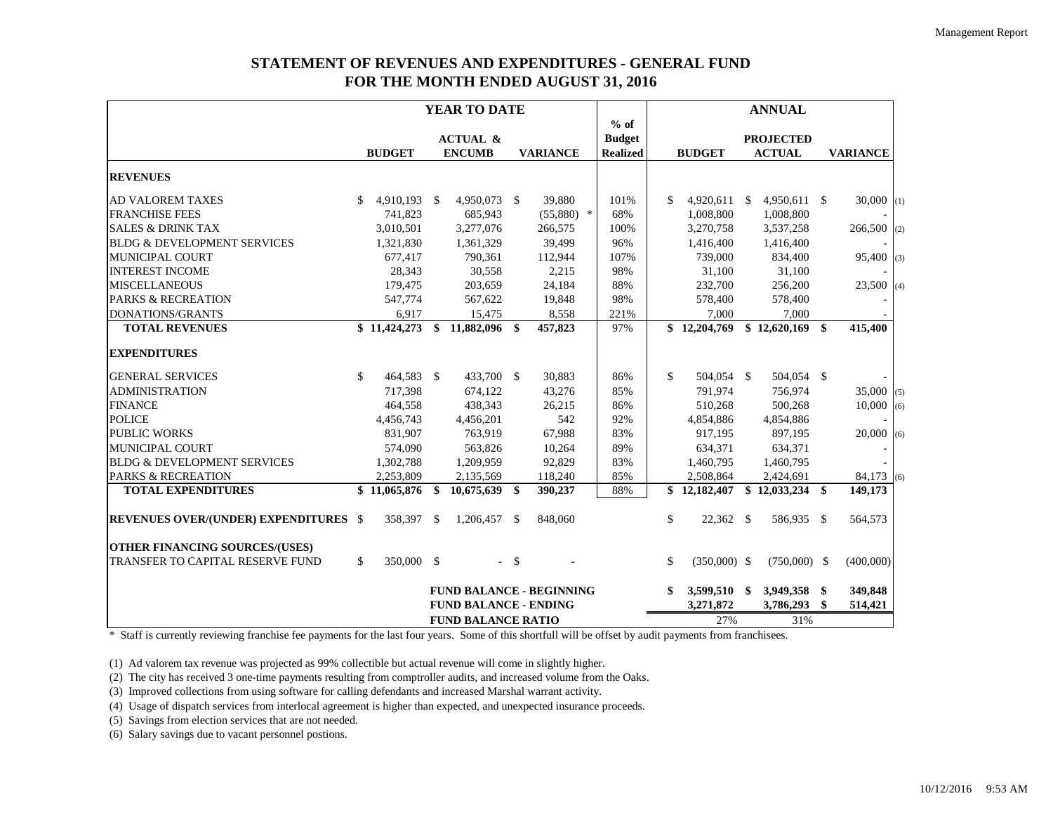## STATEMENT OF REVENUES AND EXPENDITURES - GENERAL FUND
## FOR THE MONTH ENDED AUGUST 31, 2016

| | YEAR TO DATE | | | | ANNUAL | | | |
|---|---|---|---|---|---|---|---|---|
| | BUDGET | ACTUAL & ENCUMB | VARIANCE | % of Budget Realized | BUDGET | PROJECTED ACTUAL | VARIANCE | |
| **REVENUES** | | | | | | | | |
| AD VALOREM TAXES | $ 4,910,193 | $ 4,950,073 | $ 39,880 | 101% | $ 4,920,611 | $ 4,950,611 | $ 30,000 | (1) |
| FRANCHISE FEES | 741,823 | 685,943 | (55,880) * | 68% | 1,008,800 | 1,008,800 | - | |
| SALES & DRINK TAX | 3,010,501 | 3,277,076 | 266,575 | 100% | 3,270,758 | 3,537,258 | 266,500 | (2) |
| BLDG & DEVELOPMENT SERVICES | 1,321,830 | 1,361,329 | 39,499 | 96% | 1,416,400 | 1,416,400 | - | |
| MUNICIPAL COURT | 677,417 | 790,361 | 112,944 | 107% | 739,000 | 834,400 | 95,400 | (3) |
| INTEREST INCOME | 28,343 | 30,558 | 2,215 | 98% | 31,100 | 31,100 | - | |
| MISCELLANEOUS | 179,475 | 203,659 | 24,184 | 88% | 232,700 | 256,200 | 23,500 | (4) |
| PARKS & RECREATION | 547,774 | 567,622 | 19,848 | 98% | 578,400 | 578,400 | - | |
| DONATIONS/GRANTS | 6,917 | 15,475 | 8,558 | 221% | 7,000 | 7,000 | - | |
| **TOTAL REVENUES** | **$ 11,424,273** | **$ 11,882,096** | **$ 457,823** | 97% | **$ 12,204,769** | **$ 12,620,169** | **$ 415,400** | |
| **EXPENDITURES** | | | | | | | | |
| GENERAL SERVICES | $ 464,583 | $ 433,700 | $ 30,883 | 86% | $ 504,054 | $ 504,054 | $ - | |
| ADMINISTRATION | 717,398 | 674,122 | 43,276 | 85% | 791,974 | 756,974 | 35,000 | (5) |
| FINANCE | 464,558 | 438,343 | 26,215 | 86% | 510,268 | 500,268 | 10,000 | (6) |
| POLICE | 4,456,743 | 4,456,201 | 542 | 92% | 4,854,886 | 4,854,886 | - | |
| PUBLIC WORKS | 831,907 | 763,919 | 67,988 | 83% | 917,195 | 897,195 | 20,000 | (6) |
| MUNICIPAL COURT | 574,090 | 563,826 | 10,264 | 89% | 634,371 | 634,371 | - | |
| BLDG & DEVELOPMENT SERVICES | 1,302,788 | 1,209,959 | 92,829 | 83% | 1,460,795 | 1,460,795 | - | |
| PARKS & RECREATION | 2,253,809 | 2,135,569 | 118,240 | 85% | 2,508,864 | 2,424,691 | 84,173 | (6) |
| **TOTAL EXPENDITURES** | **$ 11,065,876** | **$ 10,675,639** | **$ 390,237** | 88% | **$ 12,182,407** | **$ 12,033,234** | **$ 149,173** | |
| **REVENUES OVER/(UNDER) EXPENDITURES** | $ 358,397 | $ 1,206,457 | $ 848,060 | | $ 22,362 | $ 586,935 | $ 564,573 | |
| **OTHER FINANCING SOURCES/(USES)** | | | | | | | | |
| TRANSFER TO CAPITAL RESERVE FUND | $ 350,000 | $ - | $ - | | $ (350,000) | $ (750,000) | $ (400,000) | |
| | | **FUND BALANCE - BEGINNING** | | | **$ 3,599,510** | **$ 3,949,358** | **$ 349,848** | |
| | | **FUND BALANCE - ENDING** | | | **3,271,872** | **3,786,293** | **$ 514,421** | |
| | | **FUND BALANCE RATIO** | | | 27% | 31% | | |

\* Staff is currently reviewing franchise fee payments for the last four years. Some of this shortfull will be offset by audit payments from franchisees.

(1) Ad valorem tax revenue was projected as 99% collectible but actual revenue will come in slightly higher.

(2) The city has received 3 one-time payments resulting from comptroller audits, and increased volume from the Oaks.

(3) Improved collections from using software for calling defendants and increased Marshal warrant activity.

(4) Usage of dispatch services from interlocal agreement is higher than expected, and unexpected insurance proceeds.

(5) Savings from election services that are not needed.

(6) Salary savings due to vacant personnel postions.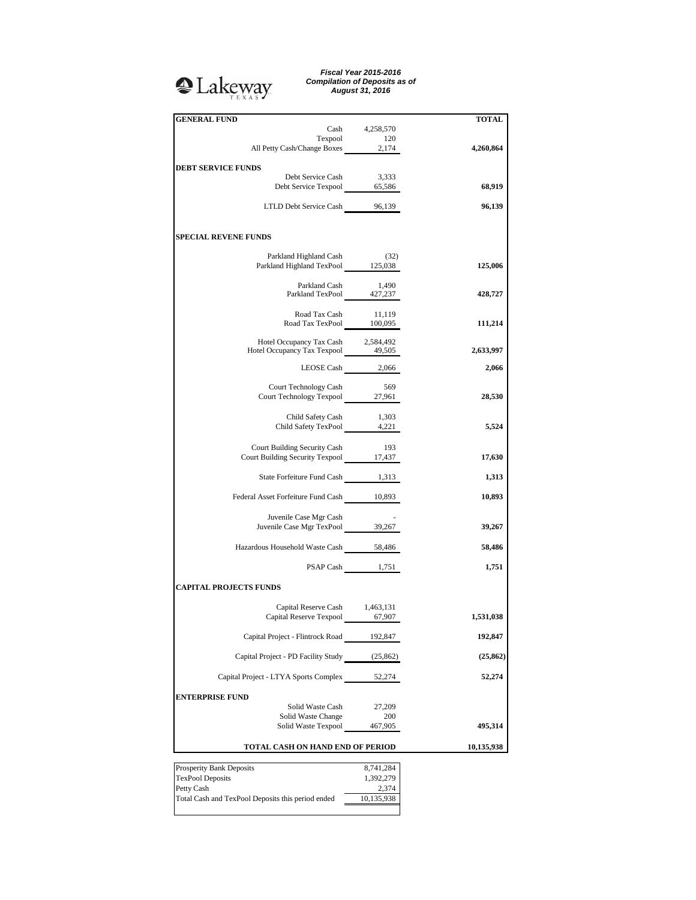Lakeway TEXAS

***Fiscal Year 2015-2016***
***Compilation of Deposits as of***
***August 31, 2016***

| | | |
|---|---|---|
| **GENERAL FUND** | | **TOTAL** |
| Cash | 4,258,570 | |
| Texpool | 120 | |
| All Petty Cash/Change Boxes | 2,174 | **4,260,864** |
| **DEBT SERVICE FUNDS** | | |
| Debt Service Cash | 3,333 | |
| Debt Service Texpool | 65,586 | **68,919** |
| LTLD Debt Service Cash | 96,139 | **96,139** |
| **SPECIAL REVENE FUNDS** | | |
| Parkland Highland Cash | (32) | |
| Parkland Highland TexPool | 125,038 | **125,006** |
| Parkland Cash | 1,490 | |
| Parkland TexPool | 427,237 | **428,727** |
| Road Tax Cash | 11,119 | |
| Road Tax TexPool | 100,095 | **111,214** |
| Hotel Occupancy Tax Cash | 2,584,492 | |
| Hotel Occupancy Tax Texpool | 49,505 | **2,633,997** |
| LEOSE Cash | 2,066 | **2,066** |
| Court Technology Cash | 569 | |
| Court Technology Texpool | 27,961 | **28,530** |
| Child Safety Cash | 1,303 | |
| Child Safety TexPool | 4,221 | **5,524** |
| Court Building Security Cash | 193 | |
| Court Building Security Texpool | 17,437 | **17,630** |
| State Forfeiture Fund Cash | 1,313 | **1,313** |
| Federal Asset Forfeiture Fund Cash | 10,893 | **10,893** |
| Juvenile Case Mgr Cash | - | |
| Juvenile Case Mgr TexPool | 39,267 | **39,267** |
| Hazardous Household Waste Cash | 58,486 | **58,486** |
| PSAP Cash | 1,751 | **1,751** |
| **CAPITAL PROJECTS FUNDS** | | |
| Capital Reserve Cash | 1,463,131 | |
| Capital Reserve Texpool | 67,907 | **1,531,038** |
| Capital Project - Flintrock Road | 192,847 | **192,847** |
| Capital Project - PD Facility Study | (25,862) | **(25,862)** |
| Capital Project - LTYA Sports Complex | 52,274 | **52,274** |
| **ENTERPRISE FUND** | | |
| Solid Waste Cash | 27,209 | |
| Solid Waste Change | 200 | |
| Solid Waste Texpool | 467,905 | **495,314** |
| **TOTAL CASH ON HAND END OF PERIOD** | | **10,135,938** |

| | |
|---|---|
| Prosperity Bank Deposits | 8,741,284 |
| TexPool Deposits | 1,392,279 |
| Petty Cash | 2,374 |
| Total Cash and TexPool Deposits this period ended | 10,135,938 |